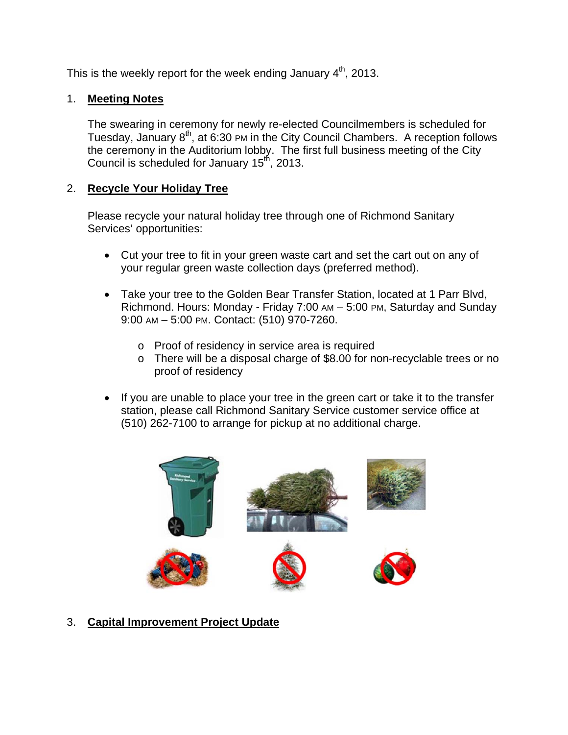This is the weekly report for the week ending January 4th, 2013.

1. **Meeting Notes**

   The swearing in ceremony for newly re-elected Councilmembers is scheduled for Tuesday, January 8th, at 6:30 PM in the City Council Chambers. A reception follows the ceremony in the Auditorium lobby. The first full business meeting of the City Council is scheduled for January 15th, 2013.

2. **Recycle Your Holiday Tree**

   Please recycle your natural holiday tree through one of Richmond Sanitary Services' opportunities:

   - Cut your tree to fit in your green waste cart and set the cart out on any of your regular green waste collection days (preferred method).

   - Take your tree to the Golden Bear Transfer Station, located at 1 Parr Blvd, Richmond. Hours: Monday - Friday 7:00 AM – 5:00 PM, Saturday and Sunday 9:00 AM – 5:00 PM. Contact: (510) 970-7260.

     - Proof of residency in service area is required
     - There will be a disposal charge of $8.00 for non-recyclable trees or no proof of residency

   - If you are unable to place your tree in the green cart or take it to the transfer station, please call Richmond Sanitary Service customer service office at (510) 262-7100 to arrange for pickup at no additional charge.

3. **Capital Improvement Project Update**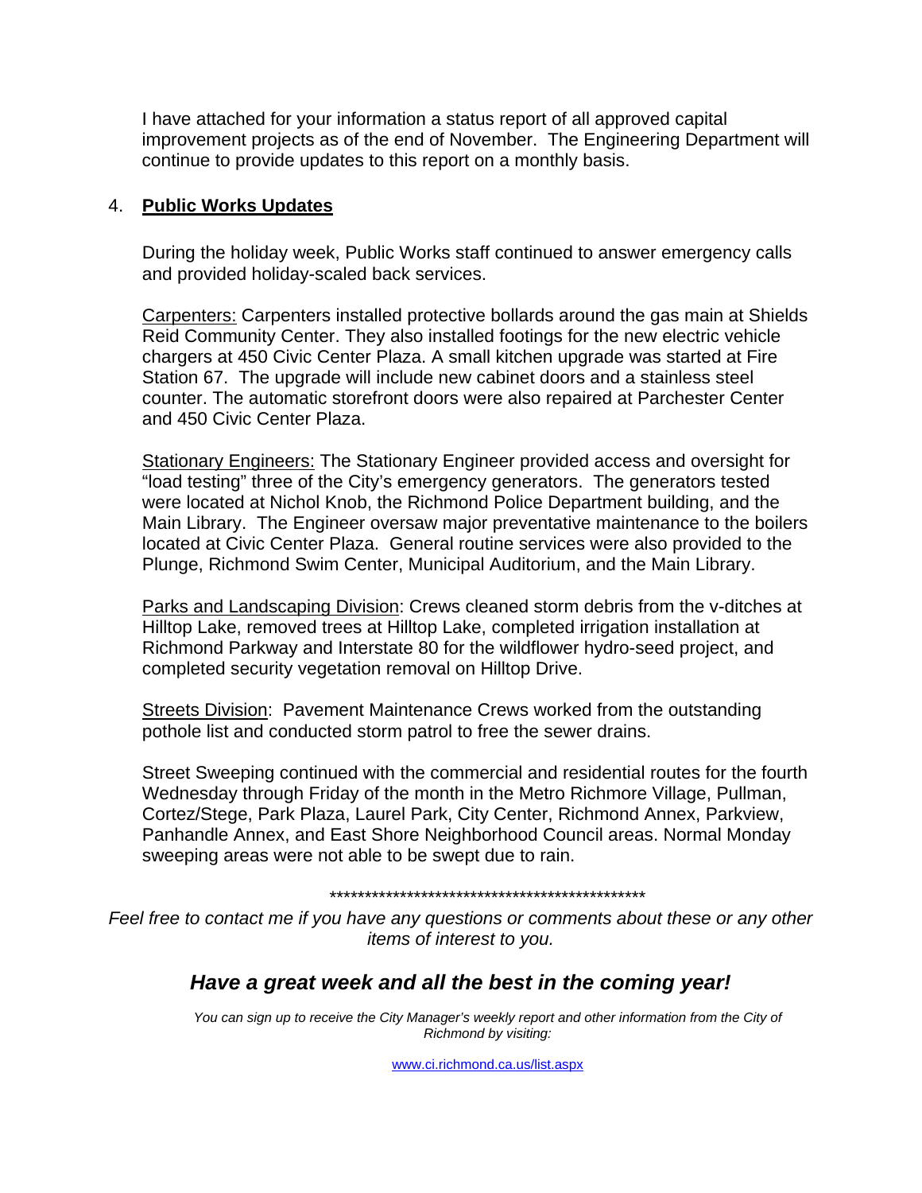I have attached for your information a status report of all approved capital improvement projects as of the end of November. The Engineering Department will continue to provide updates to this report on a monthly basis.

4. **Public Works Updates**

During the holiday week, Public Works staff continued to answer emergency calls and provided holiday-scaled back services.

Carpenters: Carpenters installed protective bollards around the gas main at Shields Reid Community Center. They also installed footings for the new electric vehicle chargers at 450 Civic Center Plaza. A small kitchen upgrade was started at Fire Station 67. The upgrade will include new cabinet doors and a stainless steel counter. The automatic storefront doors were also repaired at Parchester Center and 450 Civic Center Plaza.

Stationary Engineers: The Stationary Engineer provided access and oversight for "load testing" three of the City's emergency generators. The generators tested were located at Nichol Knob, the Richmond Police Department building, and the Main Library. The Engineer oversaw major preventative maintenance to the boilers located at Civic Center Plaza. General routine services were also provided to the Plunge, Richmond Swim Center, Municipal Auditorium, and the Main Library.

Parks and Landscaping Division: Crews cleaned storm debris from the v-ditches at Hilltop Lake, removed trees at Hilltop Lake, completed irrigation installation at Richmond Parkway and Interstate 80 for the wildflower hydro-seed project, and completed security vegetation removal on Hilltop Drive.

Streets Division: Pavement Maintenance Crews worked from the outstanding pothole list and conducted storm patrol to free the sewer drains.

Street Sweeping continued with the commercial and residential routes for the fourth Wednesday through Friday of the month in the Metro Richmore Village, Pullman, Cortez/Stege, Park Plaza, Laurel Park, City Center, Richmond Annex, Parkview, Panhandle Annex, and East Shore Neighborhood Council areas. Normal Monday sweeping areas were not able to be swept due to rain.

\*\*\*\*\*\*\*\*\*\*\*\*\*\*\*\*\*\*\*\*\*\*\*\*\*\*\*\*\*\*\*\*\*\*\*\*\*\*\*\*\*\*\*\*\*\*

*Feel free to contact me if you have any questions or comments about these or any other items of interest to you.*

## ***Have a great week and all the best in the coming year!***

*You can sign up to receive the City Manager's weekly report and other information from the City of Richmond by visiting:*

www.ci.richmond.ca.us/list.aspx